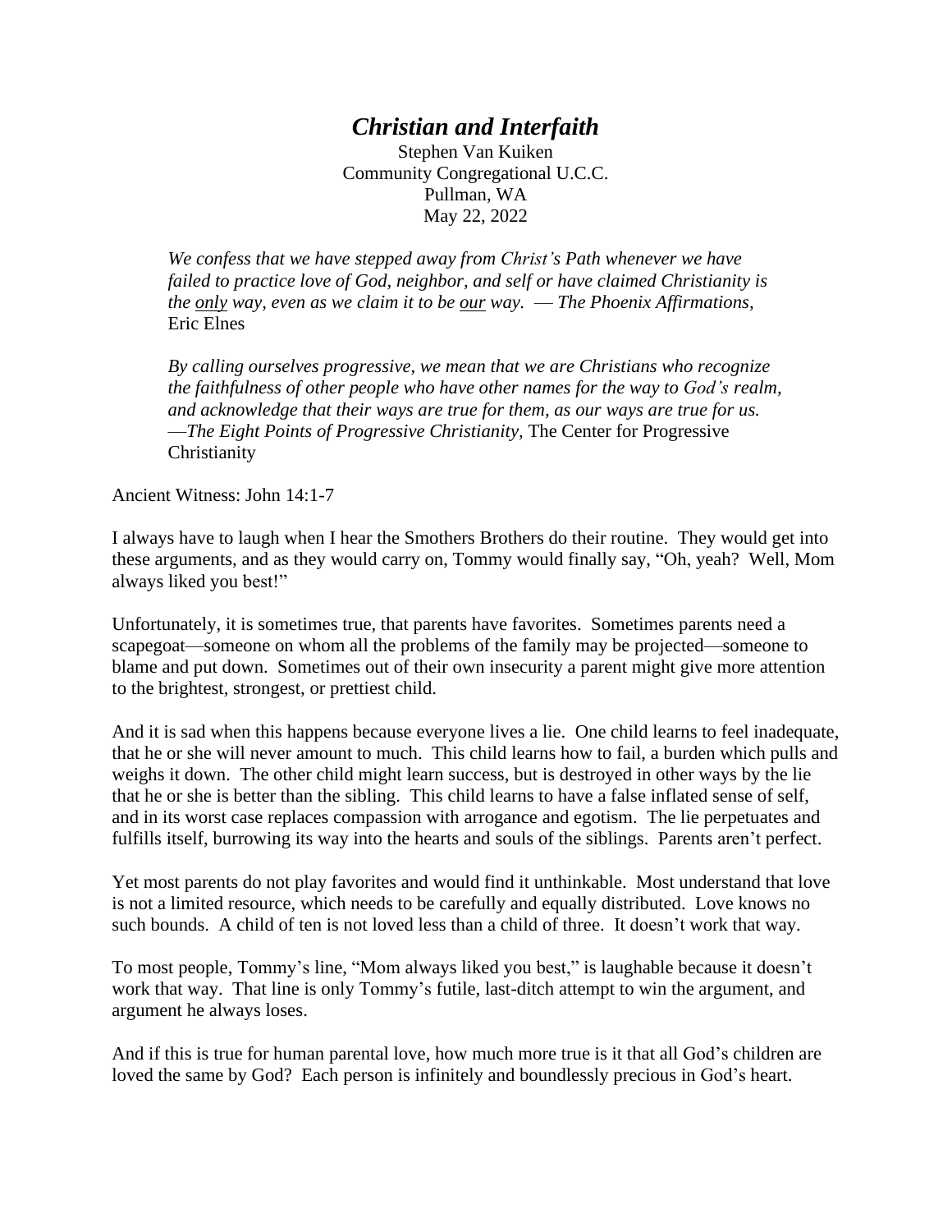# *Christian and Interfaith*

Stephen Van Kuiken
Community Congregational U.C.C.
Pullman, WA
May 22, 2022

> *We confess that we have stepped away from Christ's Path whenever we have failed to practice love of God, neighbor, and self or have claimed Christianity is the only way, even as we claim it to be our way.* — *The Phoenix Affirmations,* Eric Elnes

> *By calling ourselves progressive, we mean that we are Christians who recognize the faithfulness of other people who have other names for the way to God's realm, and acknowledge that their ways are true for them, as our ways are true for us.* —*The Eight Points of Progressive Christianity*, The Center for Progressive Christianity

Ancient Witness: John 14:1-7

I always have to laugh when I hear the Smothers Brothers do their routine. They would get into these arguments, and as they would carry on, Tommy would finally say, "Oh, yeah? Well, Mom always liked you best!"

Unfortunately, it is sometimes true, that parents have favorites. Sometimes parents need a scapegoat—someone on whom all the problems of the family may be projected—someone to blame and put down. Sometimes out of their own insecurity a parent might give more attention to the brightest, strongest, or prettiest child.

And it is sad when this happens because everyone lives a lie. One child learns to feel inadequate, that he or she will never amount to much. This child learns how to fail, a burden which pulls and weighs it down. The other child might learn success, but is destroyed in other ways by the lie that he or she is better than the sibling. This child learns to have a false inflated sense of self, and in its worst case replaces compassion with arrogance and egotism. The lie perpetuates and fulfills itself, burrowing its way into the hearts and souls of the siblings. Parents aren't perfect.

Yet most parents do not play favorites and would find it unthinkable. Most understand that love is not a limited resource, which needs to be carefully and equally distributed. Love knows no such bounds. A child of ten is not loved less than a child of three. It doesn't work that way.

To most people, Tommy's line, "Mom always liked you best," is laughable because it doesn't work that way. That line is only Tommy's futile, last-ditch attempt to win the argument, and argument he always loses.

And if this is true for human parental love, how much more true is it that all God's children are loved the same by God? Each person is infinitely and boundlessly precious in God's heart.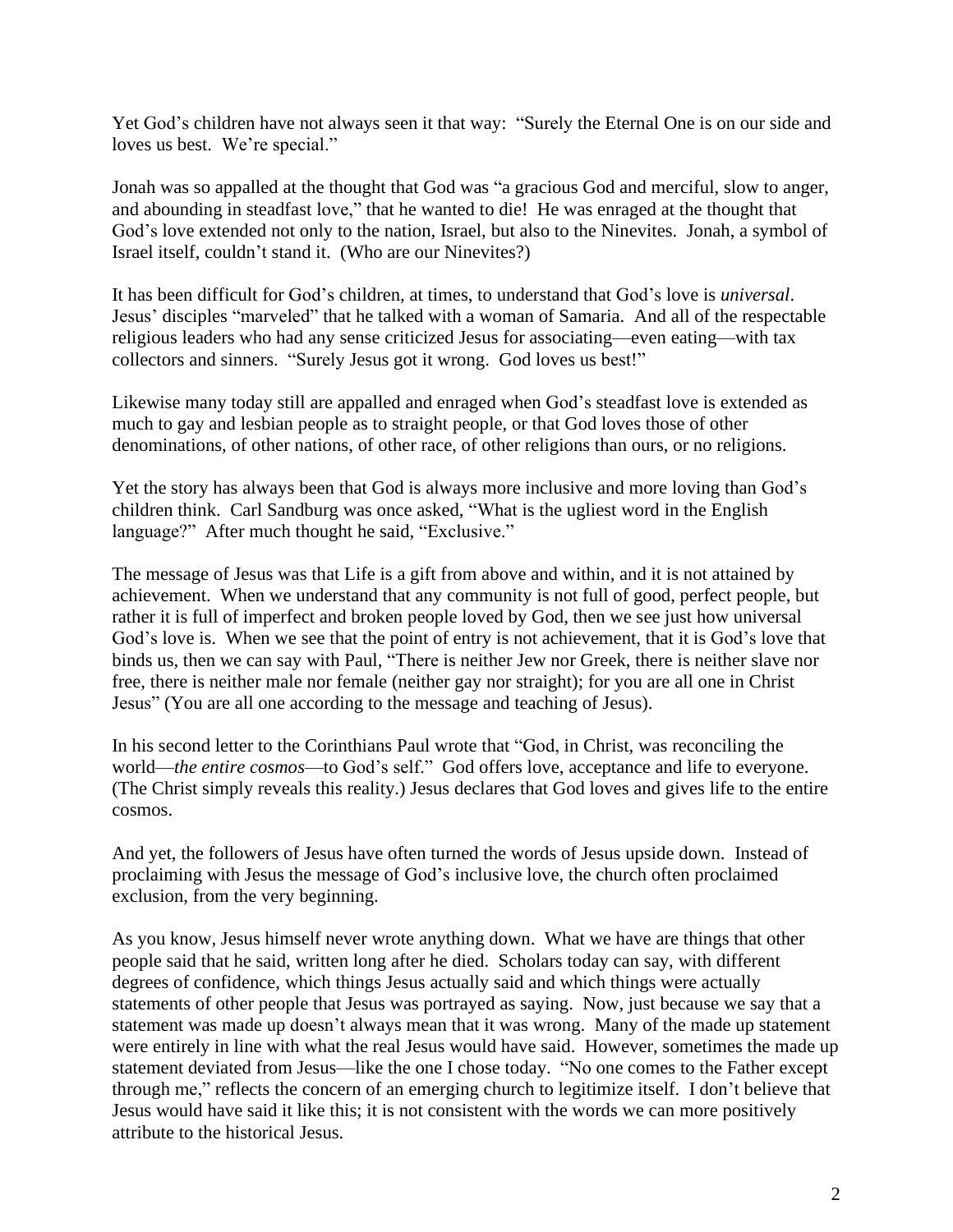Yet God's children have not always seen it that way: "Surely the Eternal One is on our side and loves us best. We're special."

Jonah was so appalled at the thought that God was "a gracious God and merciful, slow to anger, and abounding in steadfast love," that he wanted to die! He was enraged at the thought that God's love extended not only to the nation, Israel, but also to the Ninevites. Jonah, a symbol of Israel itself, couldn't stand it. (Who are our Ninevites?)

It has been difficult for God's children, at times, to understand that God's love is *universal*. Jesus' disciples "marveled" that he talked with a woman of Samaria. And all of the respectable religious leaders who had any sense criticized Jesus for associating—even eating—with tax collectors and sinners. "Surely Jesus got it wrong. God loves us best!"

Likewise many today still are appalled and enraged when God's steadfast love is extended as much to gay and lesbian people as to straight people, or that God loves those of other denominations, of other nations, of other race, of other religions than ours, or no religions.

Yet the story has always been that God is always more inclusive and more loving than God's children think. Carl Sandburg was once asked, "What is the ugliest word in the English language?" After much thought he said, "Exclusive."

The message of Jesus was that Life is a gift from above and within, and it is not attained by achievement. When we understand that any community is not full of good, perfect people, but rather it is full of imperfect and broken people loved by God, then we see just how universal God's love is. When we see that the point of entry is not achievement, that it is God's love that binds us, then we can say with Paul, "There is neither Jew nor Greek, there is neither slave nor free, there is neither male nor female (neither gay nor straight); for you are all one in Christ Jesus" (You are all one according to the message and teaching of Jesus).

In his second letter to the Corinthians Paul wrote that "God, in Christ, was reconciling the world—*the entire cosmos*—to God's self." God offers love, acceptance and life to everyone. (The Christ simply reveals this reality.) Jesus declares that God loves and gives life to the entire cosmos.

And yet, the followers of Jesus have often turned the words of Jesus upside down. Instead of proclaiming with Jesus the message of God's inclusive love, the church often proclaimed exclusion, from the very beginning.

As you know, Jesus himself never wrote anything down. What we have are things that other people said that he said, written long after he died. Scholars today can say, with different degrees of confidence, which things Jesus actually said and which things were actually statements of other people that Jesus was portrayed as saying. Now, just because we say that a statement was made up doesn't always mean that it was wrong. Many of the made up statement were entirely in line with what the real Jesus would have said. However, sometimes the made up statement deviated from Jesus—like the one I chose today. "No one comes to the Father except through me," reflects the concern of an emerging church to legitimize itself. I don't believe that Jesus would have said it like this; it is not consistent with the words we can more positively attribute to the historical Jesus.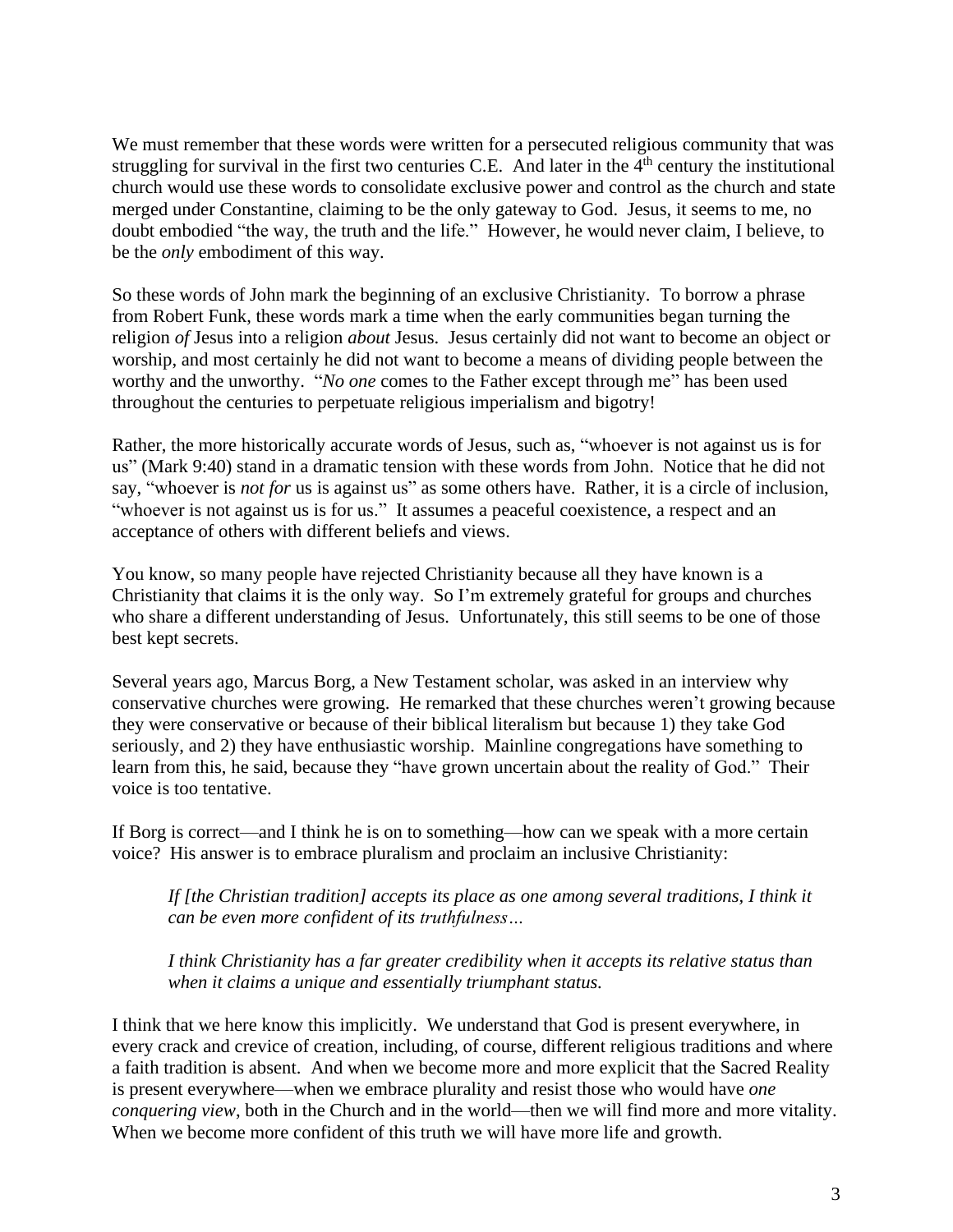We must remember that these words were written for a persecuted religious community that was struggling for survival in the first two centuries C.E. And later in the 4th century the institutional church would use these words to consolidate exclusive power and control as the church and state merged under Constantine, claiming to be the only gateway to God. Jesus, it seems to me, no doubt embodied "the way, the truth and the life." However, he would never claim, I believe, to be the *only* embodiment of this way.

So these words of John mark the beginning of an exclusive Christianity. To borrow a phrase from Robert Funk, these words mark a time when the early communities began turning the religion *of* Jesus into a religion *about* Jesus. Jesus certainly did not want to become an object or worship, and most certainly he did not want to become a means of dividing people between the worthy and the unworthy. "*No one* comes to the Father except through me" has been used throughout the centuries to perpetuate religious imperialism and bigotry!

Rather, the more historically accurate words of Jesus, such as, "whoever is not against us is for us" (Mark 9:40) stand in a dramatic tension with these words from John. Notice that he did not say, "whoever is *not for* us is against us" as some others have. Rather, it is a circle of inclusion, "whoever is not against us is for us." It assumes a peaceful coexistence, a respect and an acceptance of others with different beliefs and views.

You know, so many people have rejected Christianity because all they have known is a Christianity that claims it is the only way. So I'm extremely grateful for groups and churches who share a different understanding of Jesus. Unfortunately, this still seems to be one of those best kept secrets.

Several years ago, Marcus Borg, a New Testament scholar, was asked in an interview why conservative churches were growing. He remarked that these churches weren't growing because they were conservative or because of their biblical literalism but because 1) they take God seriously, and 2) they have enthusiastic worship. Mainline congregations have something to learn from this, he said, because they "have grown uncertain about the reality of God." Their voice is too tentative.

If Borg is correct—and I think he is on to something—how can we speak with a more certain voice? His answer is to embrace pluralism and proclaim an inclusive Christianity:

> *If [the Christian tradition] accepts its place as one among several traditions, I think it can be even more confident of its truthfulness…*
>
> *I think Christianity has a far greater credibility when it accepts its relative status than when it claims a unique and essentially triumphant status.*

I think that we here know this implicitly. We understand that God is present everywhere, in every crack and crevice of creation, including, of course, different religious traditions and where a faith tradition is absent. And when we become more and more explicit that the Sacred Reality is present everywhere—when we embrace plurality and resist those who would have *one conquering view*, both in the Church and in the world—then we will find more and more vitality. When we become more confident of this truth we will have more life and growth.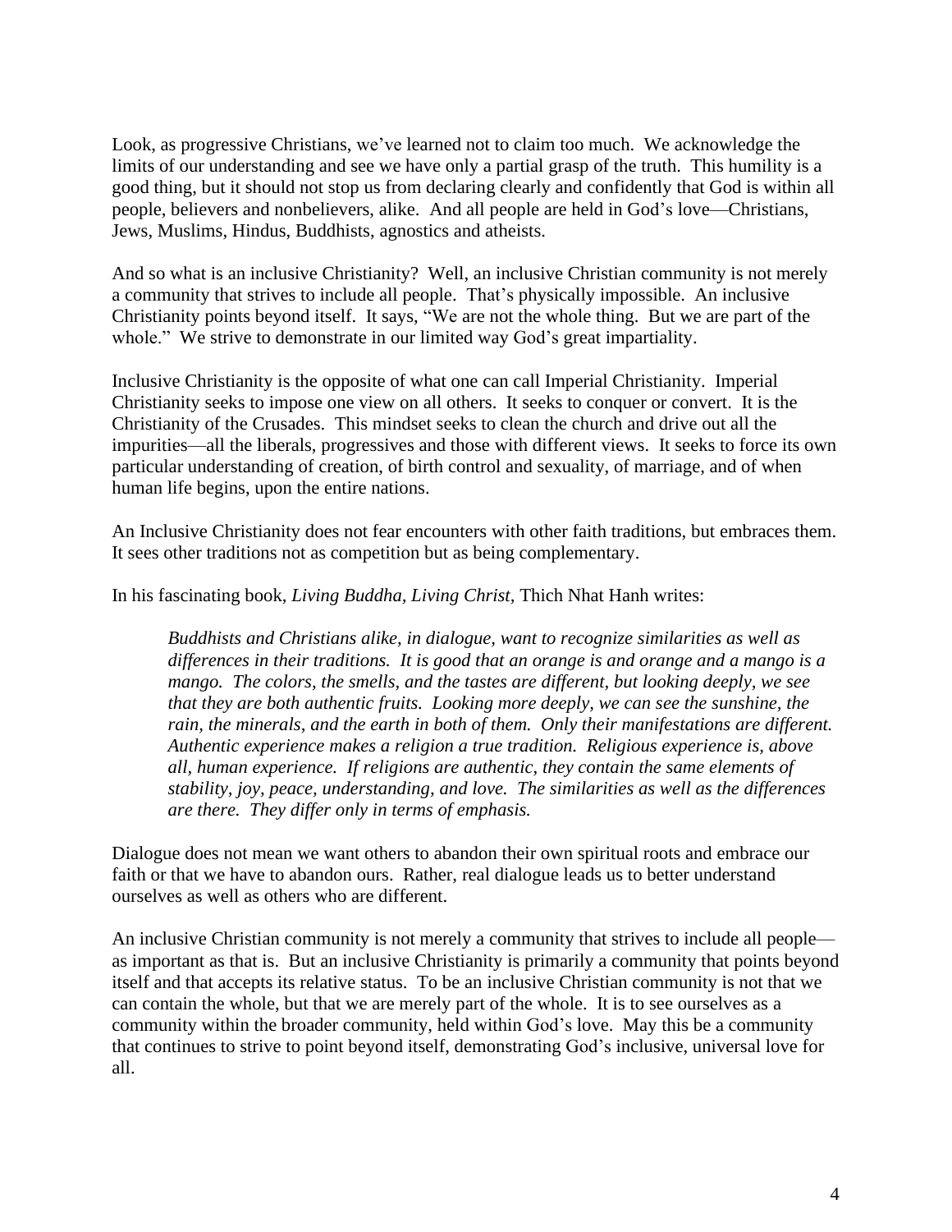Look, as progressive Christians, we've learned not to claim too much. We acknowledge the limits of our understanding and see we have only a partial grasp of the truth. This humility is a good thing, but it should not stop us from declaring clearly and confidently that God is within all people, believers and nonbelievers, alike. And all people are held in God's love—Christians, Jews, Muslims, Hindus, Buddhists, agnostics and atheists.

And so what is an inclusive Christianity? Well, an inclusive Christian community is not merely a community that strives to include all people. That's physically impossible. An inclusive Christianity points beyond itself. It says, "We are not the whole thing. But we are part of the whole." We strive to demonstrate in our limited way God's great impartiality.

Inclusive Christianity is the opposite of what one can call Imperial Christianity. Imperial Christianity seeks to impose one view on all others. It seeks to conquer or convert. It is the Christianity of the Crusades. This mindset seeks to clean the church and drive out all the impurities—all the liberals, progressives and those with different views. It seeks to force its own particular understanding of creation, of birth control and sexuality, of marriage, and of when human life begins, upon the entire nations.

An Inclusive Christianity does not fear encounters with other faith traditions, but embraces them. It sees other traditions not as competition but as being complementary.

In his fascinating book, *Living Buddha, Living Christ,* Thich Nhat Hanh writes:

> *Buddhists and Christians alike, in dialogue, want to recognize similarities as well as differences in their traditions. It is good that an orange is and orange and a mango is a mango. The colors, the smells, and the tastes are different, but looking deeply, we see that they are both authentic fruits. Looking more deeply, we can see the sunshine, the rain, the minerals, and the earth in both of them. Only their manifestations are different. Authentic experience makes a religion a true tradition. Religious experience is, above all, human experience. If religions are authentic, they contain the same elements of stability, joy, peace, understanding, and love. The similarities as well as the differences are there. They differ only in terms of emphasis.*

Dialogue does not mean we want others to abandon their own spiritual roots and embrace our faith or that we have to abandon ours. Rather, real dialogue leads us to better understand ourselves as well as others who are different.

An inclusive Christian community is not merely a community that strives to include all people—as important as that is. But an inclusive Christianity is primarily a community that points beyond itself and that accepts its relative status. To be an inclusive Christian community is not that we can contain the whole, but that we are merely part of the whole. It is to see ourselves as a community within the broader community, held within God's love. May this be a community that continues to strive to point beyond itself, demonstrating God's inclusive, universal love for all.